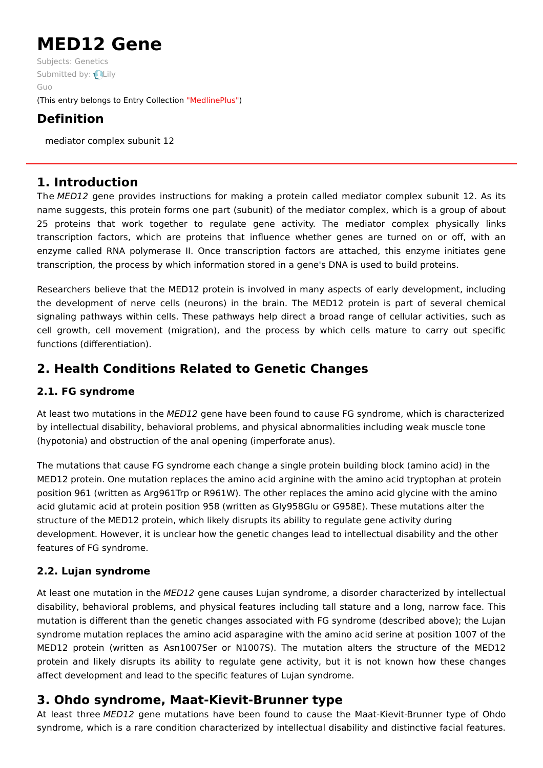# MED12 Gene

Subjects: Genetics

Submitted by: Lily Guo

(This entry belongs to Entry Collection "MedlinePlus")

## Definition

mediator complex subunit 12

## 1. Introduction

The *MED12* gene provides instructions for making a protein called mediator complex subunit 12. As its name suggests, this protein forms one part (subunit) of the mediator complex, which is a group of about 25 proteins that work together to regulate gene activity. The mediator complex physically links transcription factors, which are proteins that influence whether genes are turned on or off, with an enzyme called RNA polymerase II. Once transcription factors are attached, this enzyme initiates gene transcription, the process by which information stored in a gene's DNA is used to build proteins.

Researchers believe that the MED12 protein is involved in many aspects of early development, including the development of nerve cells (neurons) in the brain. The MED12 protein is part of several chemical signaling pathways within cells. These pathways help direct a broad range of cellular activities, such as cell growth, cell movement (migration), and the process by which cells mature to carry out specific functions (differentiation).

## 2. Health Conditions Related to Genetic Changes

### 2.1. FG syndrome

At least two mutations in the *MED12* gene have been found to cause FG syndrome, which is characterized by intellectual disability, behavioral problems, and physical abnormalities including weak muscle tone (hypotonia) and obstruction of the anal opening (imperforate anus).

The mutations that cause FG syndrome each change a single protein building block (amino acid) in the MED12 protein. One mutation replaces the amino acid arginine with the amino acid tryptophan at protein position 961 (written as Arg961Trp or R961W). The other replaces the amino acid glycine with the amino acid glutamic acid at protein position 958 (written as Gly958Glu or G958E). These mutations alter the structure of the MED12 protein, which likely disrupts its ability to regulate gene activity during development. However, it is unclear how the genetic changes lead to intellectual disability and the other features of FG syndrome.

### 2.2. Lujan syndrome

At least one mutation in the *MED12* gene causes Lujan syndrome, a disorder characterized by intellectual disability, behavioral problems, and physical features including tall stature and a long, narrow face. This mutation is different than the genetic changes associated with FG syndrome (described above); the Lujan syndrome mutation replaces the amino acid asparagine with the amino acid serine at position 1007 of the MED12 protein (written as Asn1007Ser or N1007S). The mutation alters the structure of the MED12 protein and likely disrupts its ability to regulate gene activity, but it is not known how these changes affect development and lead to the specific features of Lujan syndrome.

## 3. Ohdo syndrome, Maat-Kievit-Brunner type

At least three *MED12* gene mutations have been found to cause the Maat-Kievit-Brunner type of Ohdo syndrome, which is a rare condition characterized by intellectual disability and distinctive facial features.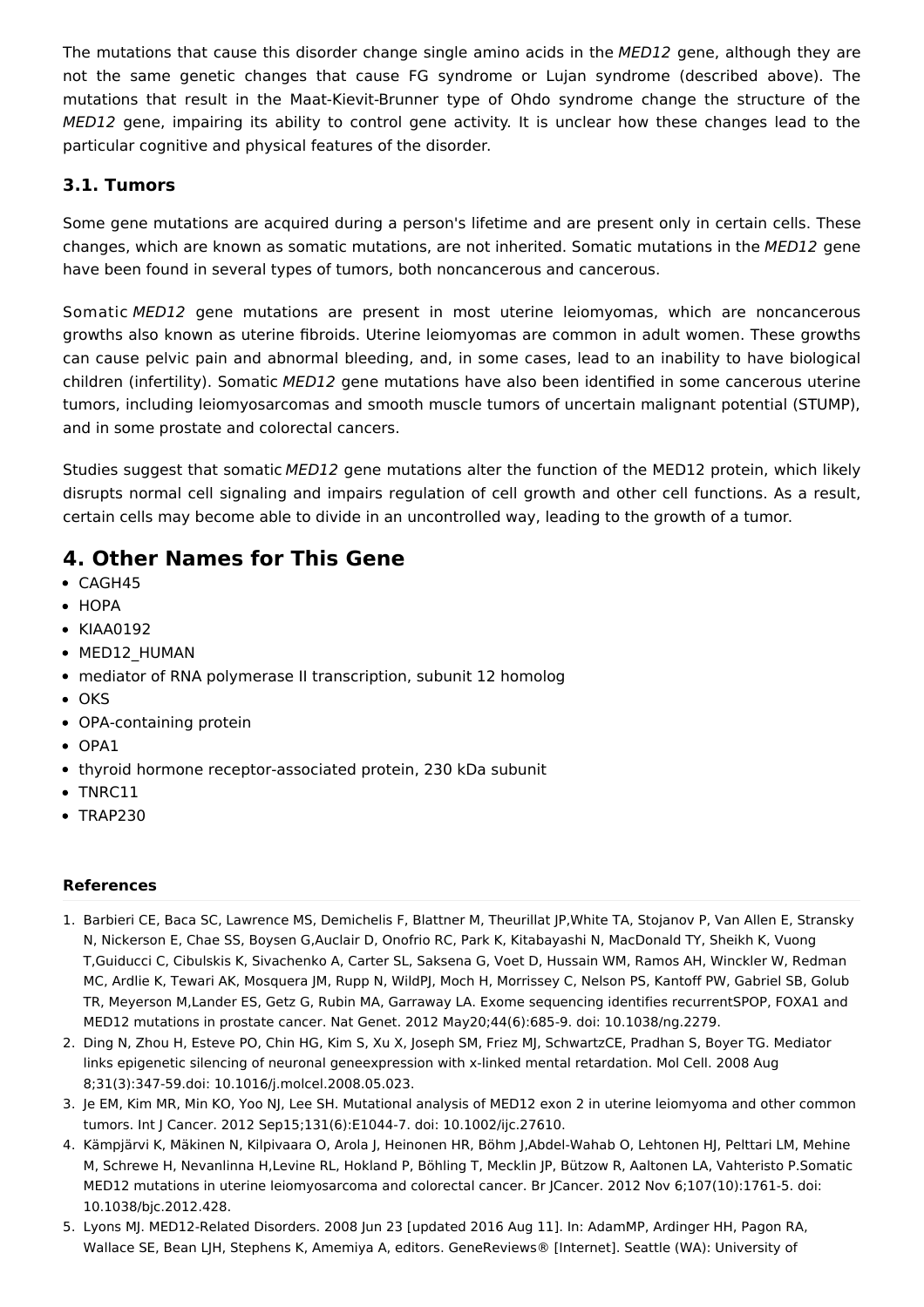The mutations that cause this disorder change single amino acids in the *MED12* gene, although they are not the same genetic changes that cause FG syndrome or Lujan syndrome (described above). The mutations that result in the Maat-Kievit-Brunner type of Ohdo syndrome change the structure of the *MED12* gene, impairing its ability to control gene activity. It is unclear how these changes lead to the particular cognitive and physical features of the disorder.

### 3.1. Tumors

Some gene mutations are acquired during a person's lifetime and are present only in certain cells. These changes, which are known as somatic mutations, are not inherited. Somatic mutations in the *MED12* gene have been found in several types of tumors, both noncancerous and cancerous.

Somatic *MED12* gene mutations are present in most uterine leiomyomas, which are noncancerous growths also known as uterine fibroids. Uterine leiomyomas are common in adult women. These growths can cause pelvic pain and abnormal bleeding, and, in some cases, lead to an inability to have biological children (infertility). Somatic *MED12* gene mutations have also been identified in some cancerous uterine tumors, including leiomyosarcomas and smooth muscle tumors of uncertain malignant potential (STUMP), and in some prostate and colorectal cancers.

Studies suggest that somatic *MED12* gene mutations alter the function of the MED12 protein, which likely disrupts normal cell signaling and impairs regulation of cell growth and other cell functions. As a result, certain cells may become able to divide in an uncontrolled way, leading to the growth of a tumor.

## 4. Other Names for This Gene

- CAGH45
- HOPA
- KIAA0192
- MED12_HUMAN
- mediator of RNA polymerase II transcription, subunit 12 homolog
- OKS
- OPA-containing protein
- OPA1
- thyroid hormone receptor-associated protein, 230 kDa subunit
- TNRC11
- TRAP230

#### References

1. Barbieri CE, Baca SC, Lawrence MS, Demichelis F, Blattner M, Theurillat JP,White TA, Stojanov P, Van Allen E, Stransky N, Nickerson E, Chae SS, Boysen G,Auclair D, Onofrio RC, Park K, Kitabayashi N, MacDonald TY, Sheikh K, Vuong T,Guiducci C, Cibulskis K, Sivachenko A, Carter SL, Saksena G, Voet D, Hussain WM, Ramos AH, Winckler W, Redman MC, Ardlie K, Tewari AK, Mosquera JM, Rupp N, WildPJ, Moch H, Morrissey C, Nelson PS, Kantoff PW, Gabriel SB, Golub TR, Meyerson M,Lander ES, Getz G, Rubin MA, Garraway LA. Exome sequencing identifies recurrentSPOP, FOXA1 and MED12 mutations in prostate cancer. Nat Genet. 2012 May20;44(6):685-9. doi: 10.1038/ng.2279.
2. Ding N, Zhou H, Esteve PO, Chin HG, Kim S, Xu X, Joseph SM, Friez MJ, SchwartzCE, Pradhan S, Boyer TG. Mediator links epigenetic silencing of neuronal geneexpression with x-linked mental retardation. Mol Cell. 2008 Aug 8;31(3):347-59.doi: 10.1016/j.molcel.2008.05.023.
3. Je EM, Kim MR, Min KO, Yoo NJ, Lee SH. Mutational analysis of MED12 exon 2 in uterine leiomyoma and other common tumors. Int J Cancer. 2012 Sep15;131(6):E1044-7. doi: 10.1002/ijc.27610.
4. Kämpjärvi K, Mäkinen N, Kilpivaara O, Arola J, Heinonen HR, Böhm J,Abdel-Wahab O, Lehtonen HJ, Pelttari LM, Mehine M, Schrewe H, Nevanlinna H,Levine RL, Hokland P, Böhling T, Mecklin JP, Bützow R, Aaltonen LA, Vahteristo P.Somatic MED12 mutations in uterine leiomyosarcoma and colorectal cancer. Br JCancer. 2012 Nov 6;107(10):1761-5. doi: 10.1038/bjc.2012.428.
5. Lyons MJ. MED12-Related Disorders. 2008 Jun 23 [updated 2016 Aug 11]. In: AdamMP, Ardinger HH, Pagon RA, Wallace SE, Bean LJH, Stephens K, Amemiya A, editors. GeneReviews® [Internet]. Seattle (WA): University of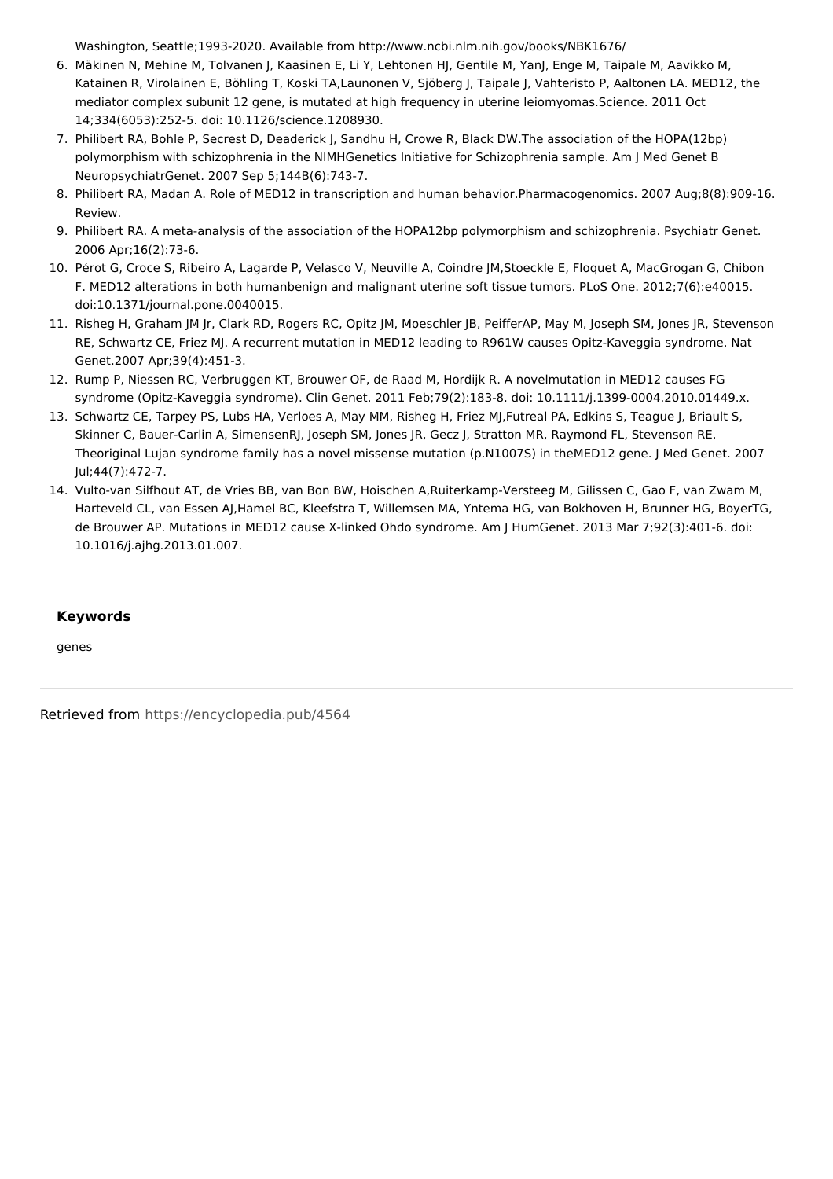Washington, Seattle;1993-2020. Available from http://www.ncbi.nlm.nih.gov/books/NBK1676/

6. Mäkinen N, Mehine M, Tolvanen J, Kaasinen E, Li Y, Lehtonen HJ, Gentile M, YanJ, Enge M, Taipale M, Aavikko M, Katainen R, Virolainen E, Böhling T, Koski TA,Launonen V, Sjöberg J, Taipale J, Vahteristo P, Aaltonen LA. MED12, the mediator complex subunit 12 gene, is mutated at high frequency in uterine leiomyomas.Science. 2011 Oct 14;334(6053):252-5. doi: 10.1126/science.1208930.
7. Philibert RA, Bohle P, Secrest D, Deaderick J, Sandhu H, Crowe R, Black DW.The association of the HOPA(12bp) polymorphism with schizophrenia in the NIMHGenetics Initiative for Schizophrenia sample. Am J Med Genet B NeuropsychiatrGenet. 2007 Sep 5;144B(6):743-7.
8. Philibert RA, Madan A. Role of MED12 in transcription and human behavior.Pharmacogenomics. 2007 Aug;8(8):909-16. Review.
9. Philibert RA. A meta-analysis of the association of the HOPA12bp polymorphism and schizophrenia. Psychiatr Genet. 2006 Apr;16(2):73-6.
10. Pérot G, Croce S, Ribeiro A, Lagarde P, Velasco V, Neuville A, Coindre JM,Stoeckle E, Floquet A, MacGrogan G, Chibon F. MED12 alterations in both humanbenign and malignant uterine soft tissue tumors. PLoS One. 2012;7(6):e40015. doi:10.1371/journal.pone.0040015.
11. Risheg H, Graham JM Jr, Clark RD, Rogers RC, Opitz JM, Moeschler JB, PeifferAP, May M, Joseph SM, Jones JR, Stevenson RE, Schwartz CE, Friez MJ. A recurrent mutation in MED12 leading to R961W causes Opitz-Kaveggia syndrome. Nat Genet.2007 Apr;39(4):451-3.
12. Rump P, Niessen RC, Verbruggen KT, Brouwer OF, de Raad M, Hordijk R. A novelmutation in MED12 causes FG syndrome (Opitz-Kaveggia syndrome). Clin Genet. 2011 Feb;79(2):183-8. doi: 10.1111/j.1399-0004.2010.01449.x.
13. Schwartz CE, Tarpey PS, Lubs HA, Verloes A, May MM, Risheg H, Friez MJ,Futreal PA, Edkins S, Teague J, Briault S, Skinner C, Bauer-Carlin A, SimensenRJ, Joseph SM, Jones JR, Gecz J, Stratton MR, Raymond FL, Stevenson RE. Theoriginal Lujan syndrome family has a novel missense mutation (p.N1007S) in theMED12 gene. J Med Genet. 2007 Jul;44(7):472-7.
14. Vulto-van Silfhout AT, de Vries BB, van Bon BW, Hoischen A,Ruiterkamp-Versteeg M, Gilissen C, Gao F, van Zwam M, Harteveld CL, van Essen AJ,Hamel BC, Kleefstra T, Willemsen MA, Yntema HG, van Bokhoven H, Brunner HG, BoyerTG, de Brouwer AP. Mutations in MED12 cause X-linked Ohdo syndrome. Am J HumGenet. 2013 Mar 7;92(3):401-6. doi: 10.1016/j.ajhg.2013.01.007.

### Keywords

genes

Retrieved from https://encyclopedia.pub/4564